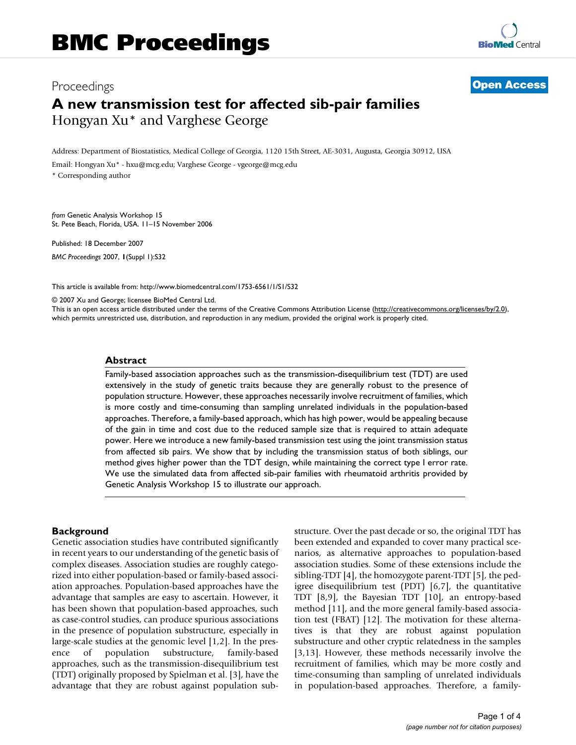Proceedings

**Open Access**

# A new transmission test for affected sib-pair families

Hongyan Xu* and Varghese George

Address: Department of Biostatistics, Medical College of Georgia, 1120 15th Street, AE-3031, Augusta, Georgia 30912, USA

Email: Hongyan Xu* - hxu@mcg.edu; Varghese George - vgeorge@mcg.edu

* Corresponding author

*from* Genetic Analysis Workshop 15
St. Pete Beach, Florida, USA. 11–15 November 2006

Published: 18 December 2007

*BMC Proceedings* 2007, **1**(Suppl 1):S32

This article is available from: http://www.biomedcentral.com/1753-6561/1/S1/S32

© 2007 Xu and George; licensee BioMed Central Ltd.
This is an open access article distributed under the terms of the Creative Commons Attribution License (http://creativecommons.org/licenses/by/2.0), which permits unrestricted use, distribution, and reproduction in any medium, provided the original work is properly cited.

## Abstract

Family-based association approaches such as the transmission-disequilibrium test (TDT) are used extensively in the study of genetic traits because they are generally robust to the presence of population structure. However, these approaches necessarily involve recruitment of families, which is more costly and time-consuming than sampling unrelated individuals in the population-based approaches. Therefore, a family-based approach, which has high power, would be appealing because of the gain in time and cost due to the reduced sample size that is required to attain adequate power. Here we introduce a new family-based transmission test using the joint transmission status from affected sib pairs. We show that by including the transmission status of both siblings, our method gives higher power than the TDT design, while maintaining the correct type I error rate. We use the simulated data from affected sib-pair families with rheumatoid arthritis provided by Genetic Analysis Workshop 15 to illustrate our approach.

## Background

Genetic association studies have contributed significantly in recent years to our understanding of the genetic basis of complex diseases. Association studies are roughly categorized into either population-based or family-based association approaches. Population-based approaches have the advantage that samples are easy to ascertain. However, it has been shown that population-based approaches, such as case-control studies, can produce spurious associations in the presence of population substructure, especially in large-scale studies at the genomic level [1,2]. In the presence of population substructure, family-based approaches, such as the transmission-disequilibrium test (TDT) originally proposed by Spielman et al. [3], have the advantage that they are robust against population substructure. Over the past decade or so, the original TDT has been extended and expanded to cover many practical scenarios, as alternative approaches to population-based association studies. Some of these extensions include the sibling-TDT [4], the homozygote parent-TDT [5], the pedigree disequilibrium test (PDT) [6,7], the quantitative TDT [8,9], the Bayesian TDT [10], an entropy-based method [11], and the more general family-based association test (FBAT) [12]. The motivation for these alternatives is that they are robust against population substructure and other cryptic relatedness in the samples [3,13]. However, these methods necessarily involve the recruitment of families, which may be more costly and time-consuming than sampling of unrelated individuals in population-based approaches. Therefore, a family-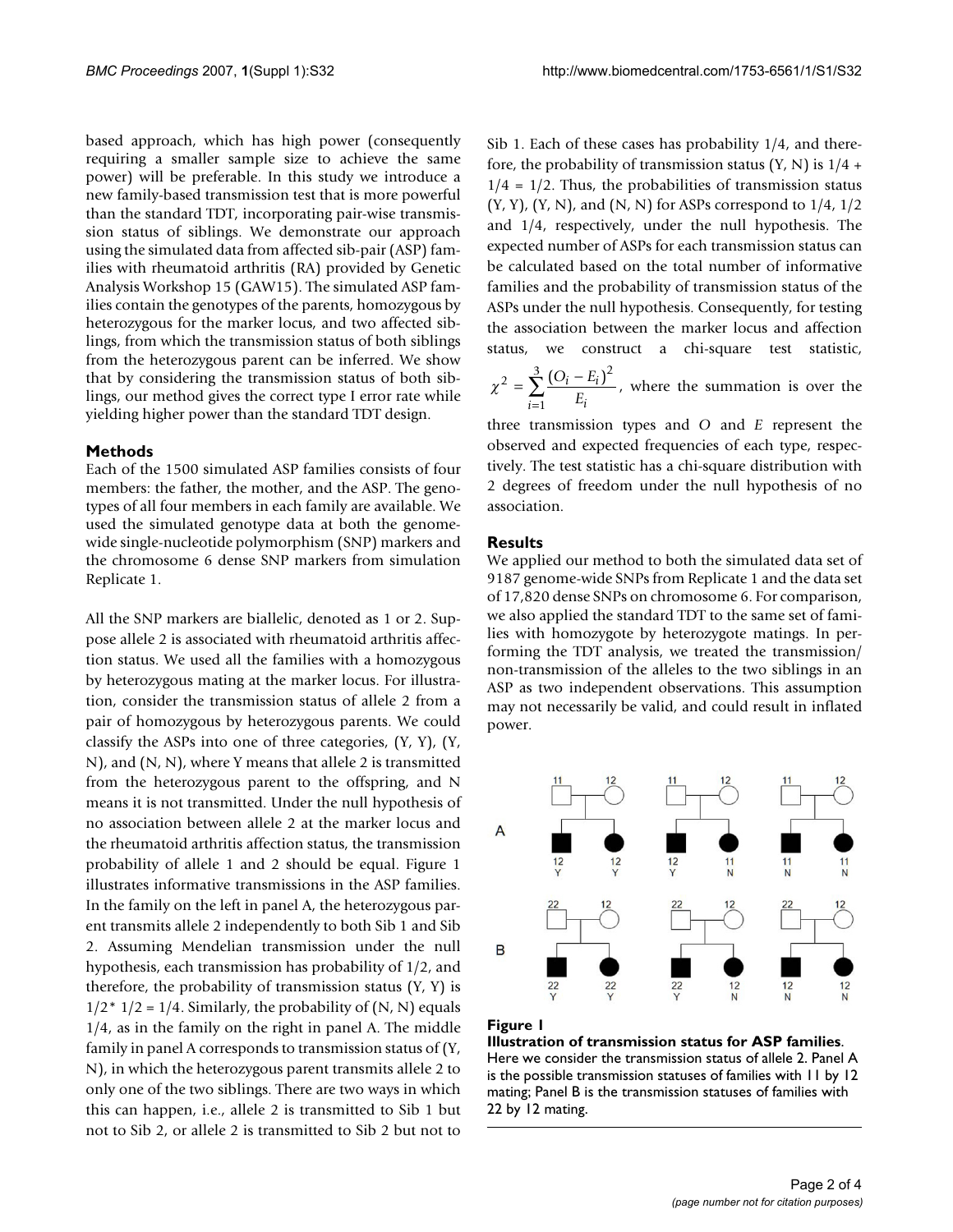based approach, which has high power (consequently requiring a smaller sample size to achieve the same power) will be preferable. In this study we introduce a new family-based transmission test that is more powerful than the standard TDT, incorporating pair-wise transmission status of siblings. We demonstrate our approach using the simulated data from affected sib-pair (ASP) families with rheumatoid arthritis (RA) provided by Genetic Analysis Workshop 15 (GAW15). The simulated ASP families contain the genotypes of the parents, homozygous by heterozygous for the marker locus, and two affected siblings, from which the transmission status of both siblings from the heterozygous parent can be inferred. We show that by considering the transmission status of both siblings, our method gives the correct type I error rate while yielding higher power than the standard TDT design.

## Methods

Each of the 1500 simulated ASP families consists of four members: the father, the mother, and the ASP. The genotypes of all four members in each family are available. We used the simulated genotype data at both the genome-wide single-nucleotide polymorphism (SNP) markers and the chromosome 6 dense SNP markers from simulation Replicate 1.

All the SNP markers are biallelic, denoted as 1 or 2. Suppose allele 2 is associated with rheumatoid arthritis affection status. We used all the families with a homozygous by heterozygous mating at the marker locus. For illustration, consider the transmission status of allele 2 from a pair of homozygous by heterozygous parents. We could classify the ASPs into one of three categories, (Y, Y), (Y, N), and (N, N), where Y means that allele 2 is transmitted from the heterozygous parent to the offspring, and N means it is not transmitted. Under the null hypothesis of no association between allele 2 at the marker locus and the rheumatoid arthritis affection status, the transmission probability of allele 1 and 2 should be equal. Figure 1 illustrates informative transmissions in the ASP families. In the family on the left in panel A, the heterozygous parent transmits allele 2 independently to both Sib 1 and Sib 2. Assuming Mendelian transmission under the null hypothesis, each transmission has probability of 1/2, and therefore, the probability of transmission status (Y, Y) is $1/2 * 1/2 = 1/4$. Similarly, the probability of (N, N) equals 1/4, as in the family on the right in panel A. The middle family in panel A corresponds to transmission status of (Y, N), in which the heterozygous parent transmits allele 2 to only one of the two siblings. There are two ways in which this can happen, i.e., allele 2 is transmitted to Sib 1 but not to Sib 2, or allele 2 is transmitted to Sib 2 but not to Sib 1. Each of these cases has probability 1/4, and therefore, the probability of transmission status (Y, N) is $1/4 + 1/4 = 1/2$. Thus, the probabilities of transmission status (Y, Y), (Y, N), and (N, N) for ASPs correspond to 1/4, 1/2 and 1/4, respectively, under the null hypothesis. The expected number of ASPs for each transmission status can be calculated based on the total number of informative families and the probability of transmission status of the ASPs under the null hypothesis. Consequently, for testing the association between the marker locus and affection status, we construct a chi-square test statistic, $\chi^2 = \sum_{i=1}^{3} \frac{(O_i - E_i)^2}{E_i}$, where the summation is over the three transmission types and $O$ and $E$ represent the observed and expected frequencies of each type, respectively. The test statistic has a chi-square distribution with 2 degrees of freedom under the null hypothesis of no association.

## Results

We applied our method to both the simulated data set of 9187 genome-wide SNPs from Replicate 1 and the data set of 17,820 dense SNPs on chromosome 6. For comparison, we also applied the standard TDT to the same set of families with homozygote by heterozygote matings. In performing the TDT analysis, we treated the transmission/non-transmission of the alleles to the two siblings in an ASP as two independent observations. This assumption may not necessarily be valid, and could result in inflated power.

**Figure 1**
**Illustration of transmission status for ASP families**. Here we consider the transmission status of allele 2. Panel A is the possible transmission statuses of families with 11 by 12 mating; Panel B is the transmission statuses of families with 22 by 12 mating.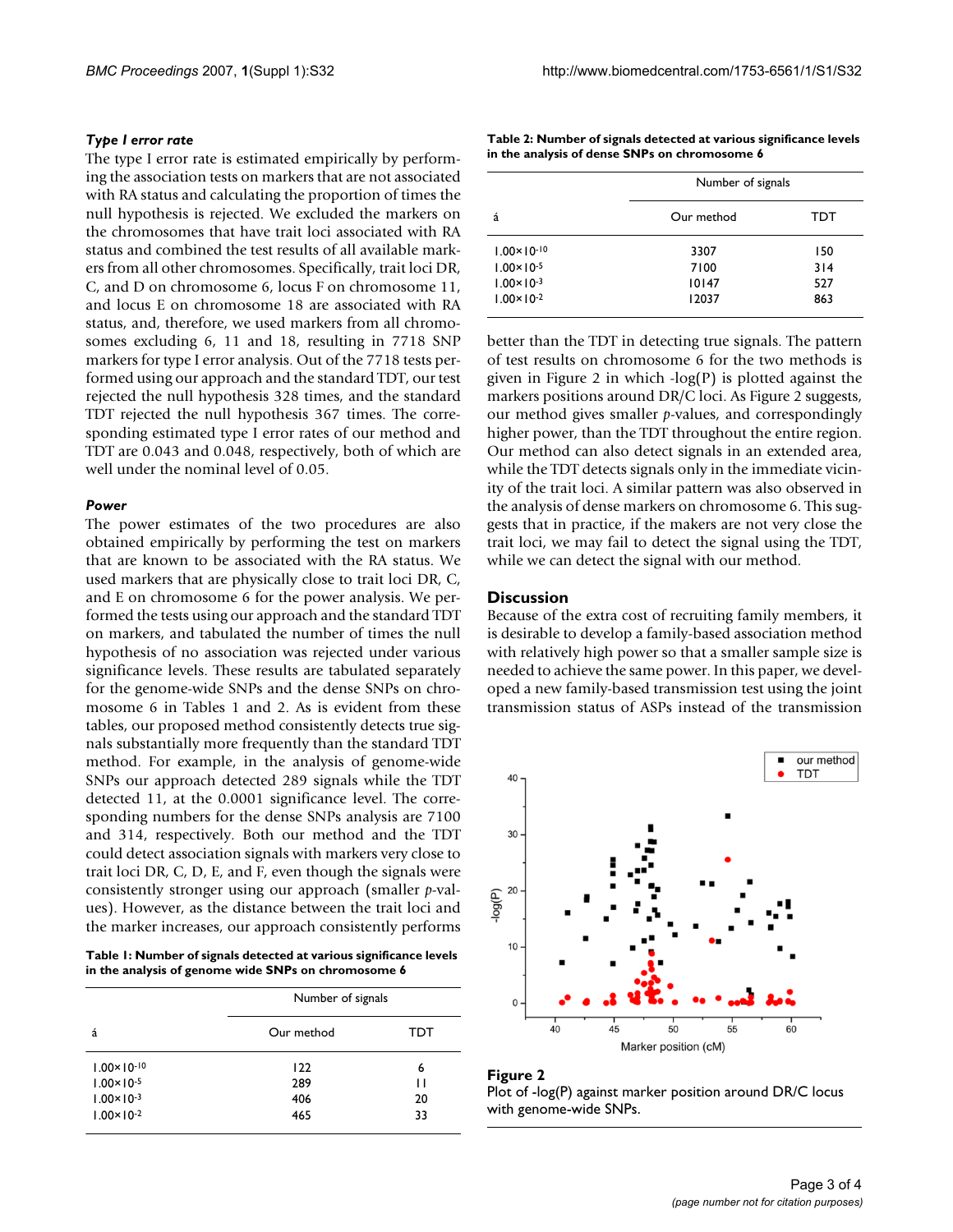### *Type I error rate*

The type I error rate is estimated empirically by performing the association tests on markers that are not associated with RA status and calculating the proportion of times the null hypothesis is rejected. We excluded the markers on the chromosomes that have trait loci associated with RA status and combined the test results of all available markers from all other chromosomes. Specifically, trait loci DR, C, and D on chromosome 6, locus F on chromosome 11, and locus E on chromosome 18 are associated with RA status, and, therefore, we used markers from all chromosomes excluding 6, 11 and 18, resulting in 7718 SNP markers for type I error analysis. Out of the 7718 tests performed using our approach and the standard TDT, our test rejected the null hypothesis 328 times, and the standard TDT rejected the null hypothesis 367 times. The corresponding estimated type I error rates of our method and TDT are 0.043 and 0.048, respectively, both of which are well under the nominal level of 0.05.

### *Power*

The power estimates of the two procedures are also obtained empirically by performing the test on markers that are known to be associated with the RA status. We used markers that are physically close to trait loci DR, C, and E on chromosome 6 for the power analysis. We performed the tests using our approach and the standard TDT on markers, and tabulated the number of times the null hypothesis of no association was rejected under various significance levels. These results are tabulated separately for the genome-wide SNPs and the dense SNPs on chromosome 6 in Tables 1 and 2. As is evident from these tables, our proposed method consistently detects true signals substantially more frequently than the standard TDT method. For example, in the analysis of genome-wide SNPs our approach detected 289 signals while the TDT detected 11, at the 0.0001 significance level. The corresponding numbers for the dense SNPs analysis are 7100 and 314, respectively. Both our method and the TDT could detect association signals with markers very close to trait loci DR, C, D, E, and F, even though the signals were consistently stronger using our approach (smaller *p*-values). However, as the distance between the trait loci and the marker increases, our approach consistently performs better than the TDT in detecting true signals. The pattern of test results on chromosome 6 for the two methods is given in Figure 2 in which -log(P) is plotted against the markers positions around DR/C loci. As Figure 2 suggests, our method gives smaller *p*-values, and correspondingly higher power, than the TDT throughout the entire region. Our method can also detect signals in an extended area, while the TDT detects signals only in the immediate vicinity of the trait loci. A similar pattern was also observed in the analysis of dense markers on chromosome 6. This suggests that in practice, if the makers are not very close the trait loci, we may fail to detect the signal using the TDT, while we can detect the signal with our method.

**Table 1: Number of signals detected at various significance levels in the analysis of genome wide SNPs on chromosome 6**

| á | Number of signals | |
|---|---|---|
| | Our method | TDT |
| $1.00\times10^{-10}$ | 122 | 6 |
| $1.00\times10^{-5}$ | 289 | 11 |
| $1.00\times10^{-3}$ | 406 | 20 |
| $1.00\times10^{-2}$ | 465 | 33 |

**Table 2: Number of signals detected at various significance levels in the analysis of dense SNPs on chromosome 6**

| á | Number of signals | |
|---|---|---|
| | Our method | TDT |
| $1.00\times10^{-10}$ | 3307 | 150 |
| $1.00\times10^{-5}$ | 7100 | 314 |
| $1.00\times10^{-3}$ | 10147 | 527 |
| $1.00\times10^{-2}$ | 12037 | 863 |

## Discussion

Because of the extra cost of recruiting family members, it is desirable to develop a family-based association method with relatively high power so that a smaller sample size is needed to achieve the same power. In this paper, we developed a new family-based transmission test using the joint transmission status of ASPs instead of the transmission

**Figure 2**
Plot of -log(P) against marker position around DR/C locus with genome-wide SNPs.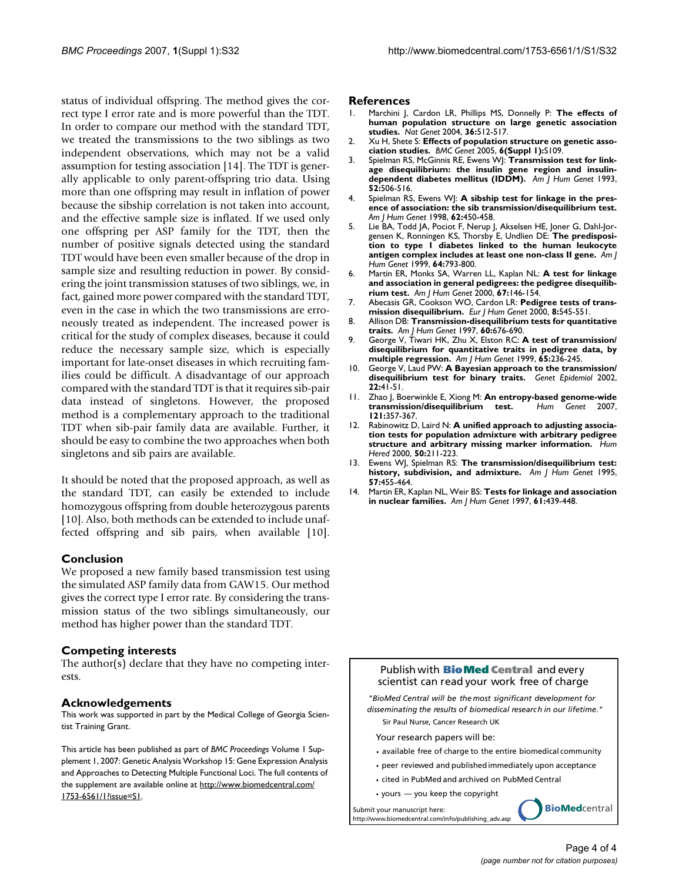status of individual offspring. The method gives the correct type I error rate and is more powerful than the TDT. In order to compare our method with the standard TDT, we treated the transmissions to the two siblings as two independent observations, which may not be a valid assumption for testing association [14]. The TDT is generally applicable to only parent-offspring trio data. Using more than one offspring may result in inflation of power because the sibship correlation is not taken into account, and the effective sample size is inflated. If we used only one offspring per ASP family for the TDT, then the number of positive signals detected using the standard TDT would have been even smaller because of the drop in sample size and resulting reduction in power. By considering the joint transmission statuses of two siblings, we, in fact, gained more power compared with the standard TDT, even in the case in which the two transmissions are erroneously treated as independent. The increased power is critical for the study of complex diseases, because it could reduce the necessary sample size, which is especially important for late-onset diseases in which recruiting families could be difficult. A disadvantage of our approach compared with the standard TDT is that it requires sib-pair data instead of singletons. However, the proposed method is a complementary approach to the traditional TDT when sib-pair family data are available. Further, it should be easy to combine the two approaches when both singletons and sib pairs are available.

It should be noted that the proposed approach, as well as the standard TDT, can easily be extended to include homozygous offspring from double heterozygous parents [10]. Also, both methods can be extended to include unaffected offspring and sib pairs, when available [10].

## Conclusion

We proposed a new family based transmission test using the simulated ASP family data from GAW15. Our method gives the correct type I error rate. By considering the transmission status of the two siblings simultaneously, our method has higher power than the standard TDT.

## Competing interests

The author(s) declare that they have no competing interests.

## Acknowledgements

This work was supported in part by the Medical College of Georgia Scientist Training Grant.

This article has been published as part of *BMC Proceedings* Volume 1 Supplement 1, 2007: Genetic Analysis Workshop 15: Gene Expression Analysis and Approaches to Detecting Multiple Functional Loci. The full contents of the supplement are available online at http://www.biomedcentral.com/1753-6561/1?issue=S1.

## References

1. Marchini J, Cardon LR, Phillips MS, Donnelly P: **The effects of human population structure on large genetic association studies.** *Nat Genet* 2004, **36:**512-517.
2. Xu H, Shete S: **Effects of population structure on genetic association studies.** *BMC Genet* 2005, **6(Suppl 1):**S109.
3. Spielman RS, McGinnis RE, Ewens WJ: **Transmission test for linkage disequilibrium: the insulin gene region and insulin-dependent diabetes mellitus (IDDM).** *Am J Hum Genet* 1993, **52:**506-516.
4. Spielman RS, Ewens WJ: **A sibship test for linkage in the presence of association: the sib transmission/disequilibrium test.** *Am J Hum Genet* 1998, **62:**450-458.
5. Lie BA, Todd JA, Pociot F, Nerup J, Akselsen HE, Joner G, Dahl-Jorgensen K, Ronningen KS, Thorsby E, Undlien DE: **The predisposition to type I diabetes linked to the human leukocyte antigen complex includes at least one non-class II gene.** *Am J Hum Genet* 1999, **64:**793-800.
6. Martin ER, Monks SA, Warren LL, Kaplan NL: **A test for linkage and association in general pedigrees: the pedigree disequilibrium test.** *Am J Hum Genet* 2000, **67:**146-154.
7. Abecasis GR, Cookson WO, Cardon LR: **Pedigree tests of transmission disequilibrium.** *Eur J Hum Genet* 2000, **8:**545-551.
8. Allison DB: **Transmission-disequilibrium tests for quantitative traits.** *Am J Hum Genet* 1997, **60:**676-690.
9. George V, Tiwari HK, Zhu X, Elston RC: **A test of transmission/disequilibrium for quantitative traits in pedigree data, by multiple regression.** *Am J Hum Genet* 1999, **65:**236-245.
10. George V, Laud PW: **A Bayesian approach to the transmission/disequilibrium test for binary traits.** *Genet Epidemiol* 2002, **22:**41-51.
11. Zhao J, Boerwinkle E, Xiong M: **An entropy-based genome-wide transmission/disequilibrium test.** *Hum Genet* 2007, **121:**357-367.
12. Rabinowitz D, Laird N: **A unified approach to adjusting association tests for population admixture with arbitrary pedigree structure and arbitrary missing marker information.** *Hum Hered* 2000, **50:**211-223.
13. Ewens WJ, Spielman RS: **The transmission/disequilibrium test: history, subdivision, and admixture.** *Am J Hum Genet* 1995, **57:**455-464.
14. Martin ER, Kaplan NL, Weir BS: **Tests for linkage and association in nuclear families.** *Am J Hum Genet* 1997, **61:**439-448.

Publish with **BioMed Central** and every scientist can read your work free of charge

*"BioMed Central will be the most significant development for disseminating the results of biomedical research in our lifetime."*
Sir Paul Nurse, Cancer Research UK

Your research papers will be:

- available free of charge to the entire biomedical community
- peer reviewed and published immediately upon acceptance
- cited in PubMed and archived on PubMed Central
- yours — you keep the copyright

Submit your manuscript here:
http://www.biomedcentral.com/info/publishing_adv.asp

BioMedcentral